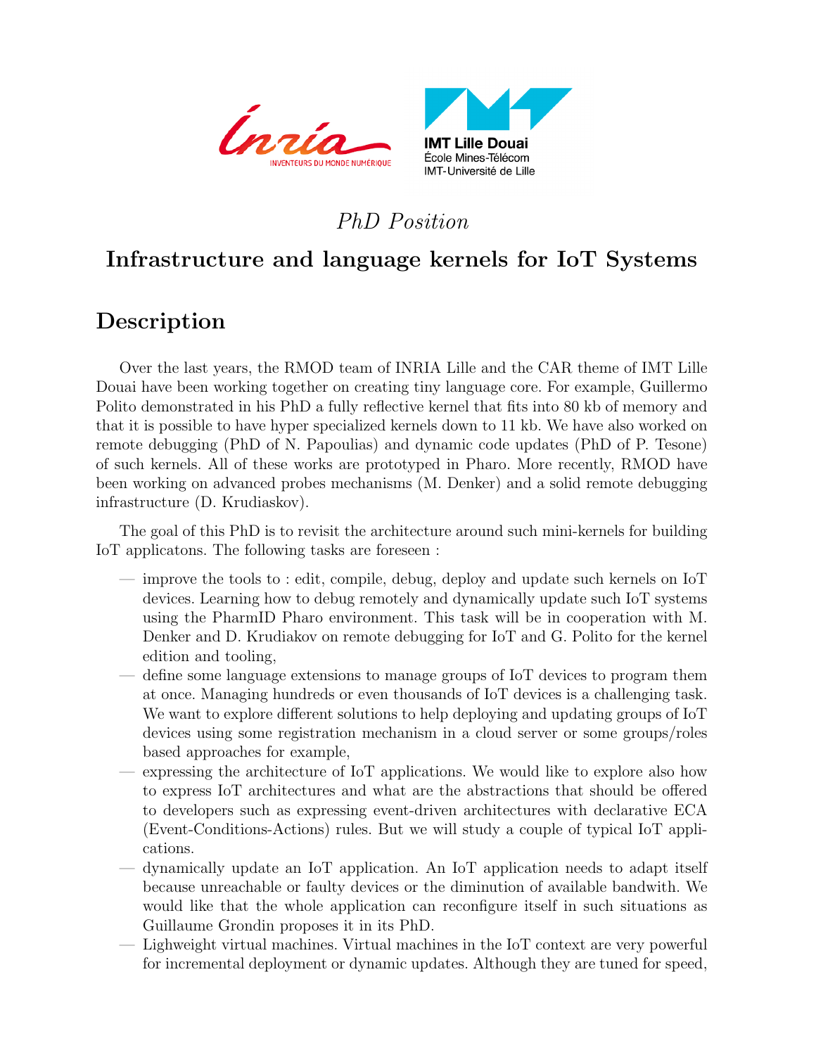*PhD Position*

# Infrastructure and language kernels for IoT Systems

## Description

Over the last years, the RMOD team of INRIA Lille and the CAR theme of IMT Lille Douai have been working together on creating tiny language core. For example, Guillermo Polito demonstrated in his PhD a fully reflective kernel that fits into 80 kb of memory and that it is possible to have hyper specialized kernels down to 11 kb. We have also worked on remote debugging (PhD of N. Papoulias) and dynamic code updates (PhD of P. Tesone) of such kernels. All of these works are prototyped in Pharo. More recently, RMOD have been working on advanced probes mechanisms (M. Denker) and a solid remote debugging infrastructure (D. Krudiaskov).

The goal of this PhD is to revisit the architecture around such mini-kernels for building IoT applicatons. The following tasks are foreseen :

- improve the tools to : edit, compile, debug, deploy and update such kernels on IoT devices. Learning how to debug remotely and dynamically update such IoT systems using the PharmID Pharo environment. This task will be in cooperation with M. Denker and D. Krudiakov on remote debugging for IoT and G. Polito for the kernel edition and tooling,
- define some language extensions to manage groups of IoT devices to program them at once. Managing hundreds or even thousands of IoT devices is a challenging task. We want to explore different solutions to help deploying and updating groups of IoT devices using some registration mechanism in a cloud server or some groups/roles based approaches for example,
- expressing the architecture of IoT applications. We would like to explore also how to express IoT architectures and what are the abstractions that should be offered to developers such as expressing event-driven architectures with declarative ECA (Event-Conditions-Actions) rules. But we will study a couple of typical IoT applications.
- dynamically update an IoT application. An IoT application needs to adapt itself because unreachable or faulty devices or the diminution of available bandwith. We would like that the whole application can reconfigure itself in such situations as Guillaume Grondin proposes it in its PhD.
- Lighweight virtual machines. Virtual machines in the IoT context are very powerful for incremental deployment or dynamic updates. Although they are tuned for speed,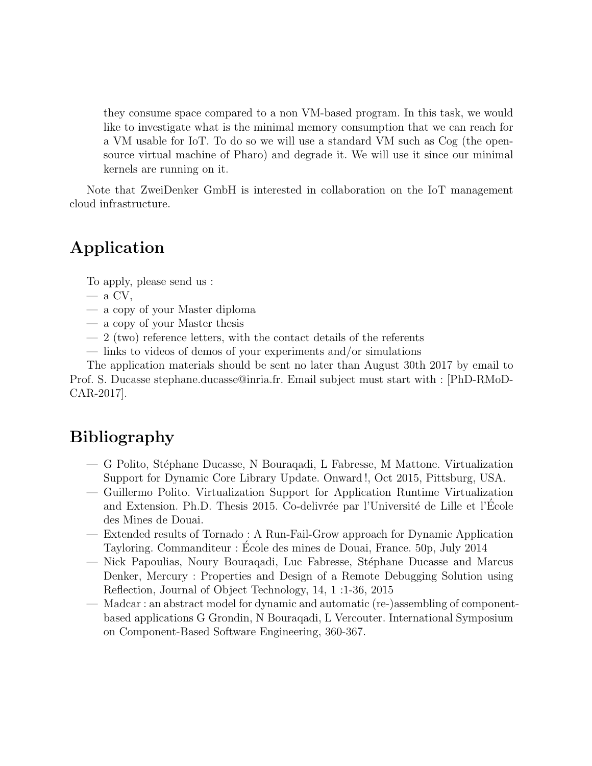they consume space compared to a non VM-based program. In this task, we would like to investigate what is the minimal memory consumption that we can reach for a VM usable for IoT. To do so we will use a standard VM such as Cog (the open-source virtual machine of Pharo) and degrade it. We will use it since our minimal kernels are running on it.

Note that ZweiDenker GmbH is interested in collaboration on the IoT management cloud infrastructure.

## Application

To apply, please send us :

- a CV,
- a copy of your Master diploma
- a copy of your Master thesis
- 2 (two) reference letters, with the contact details of the referents
- links to videos of demos of your experiments and/or simulations

The application materials should be sent no later than August 30th 2017 by email to Prof. S. Ducasse stephane.ducasse@inria.fr. Email subject must start with : [PhD-RMoD-CAR-2017].

## Bibliography

- G Polito, Stéphane Ducasse, N Bouraqadi, L Fabresse, M Mattone. Virtualization Support for Dynamic Core Library Update. Onward !, Oct 2015, Pittsburg, USA.
- Guillermo Polito. Virtualization Support for Application Runtime Virtualization and Extension. Ph.D. Thesis 2015. Co-delivrée par l'Université de Lille et l'École des Mines de Douai.
- Extended results of Tornado : A Run-Fail-Grow approach for Dynamic Application Tayloring. Commanditeur : École des mines de Douai, France. 50p, July 2014
- Nick Papoulias, Noury Bouraqadi, Luc Fabresse, Stéphane Ducasse and Marcus Denker, Mercury : Properties and Design of a Remote Debugging Solution using Reflection, Journal of Object Technology, 14, 1 :1-36, 2015
- Madcar : an abstract model for dynamic and automatic (re-)assembling of component-based applications G Grondin, N Bouraqadi, L Vercouter. International Symposium on Component-Based Software Engineering, 360-367.